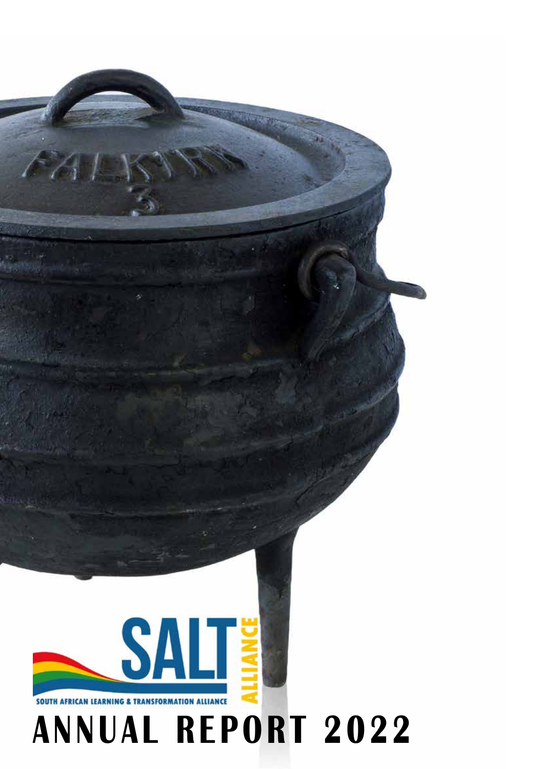# SALT ALLIANCE

SOUTH AFRICAN LEARNING & TRANSFORMATION ALLIANCE

# ANNUAL REPORT 2022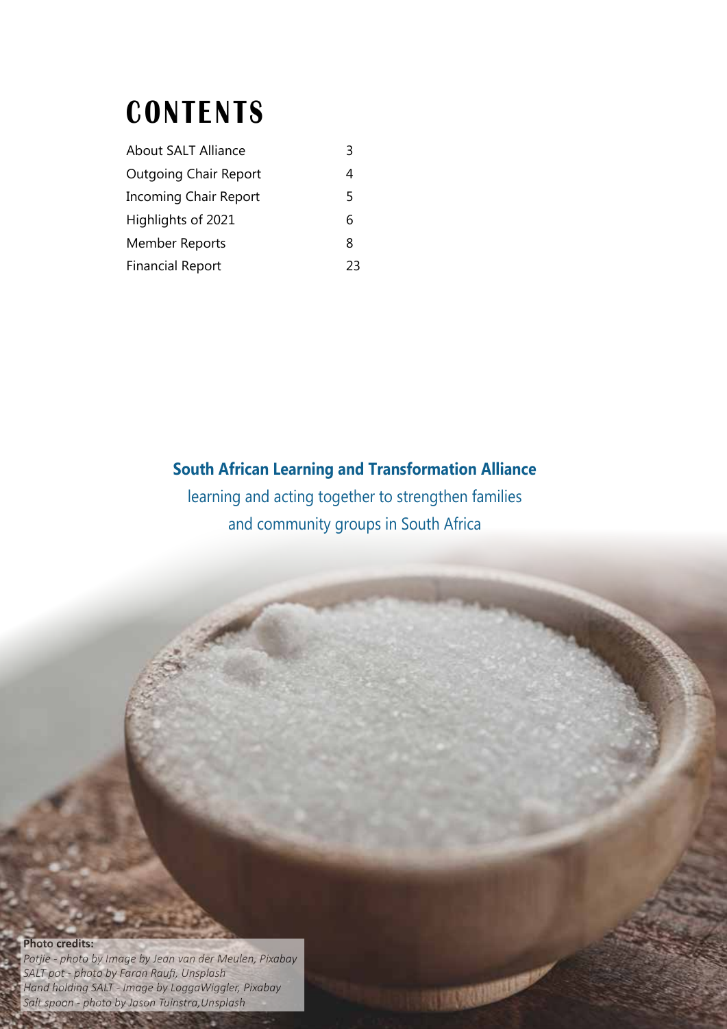# CONTENTS

| | |
|---|---|
| About SALT Alliance | 3 |
| Outgoing Chair Report | 4 |
| Incoming Chair Report | 5 |
| Highlights of 2021 | 6 |
| Member Reports | 8 |
| Financial Report | 23 |

**South African Learning and Transformation Alliance**

learning and acting together to strengthen families and community groups in South Africa

**Photo credits:**

*Potjie - photo by Image by Jean van der Meulen, Pixabay*
*SALT pot - photo by Faran Raufi, Unsplash*
*Hand holding SALT - Image by LoggaWiggler, Pixabay*
*Salt spoon - photo by Jason Tuinstra,Unsplash*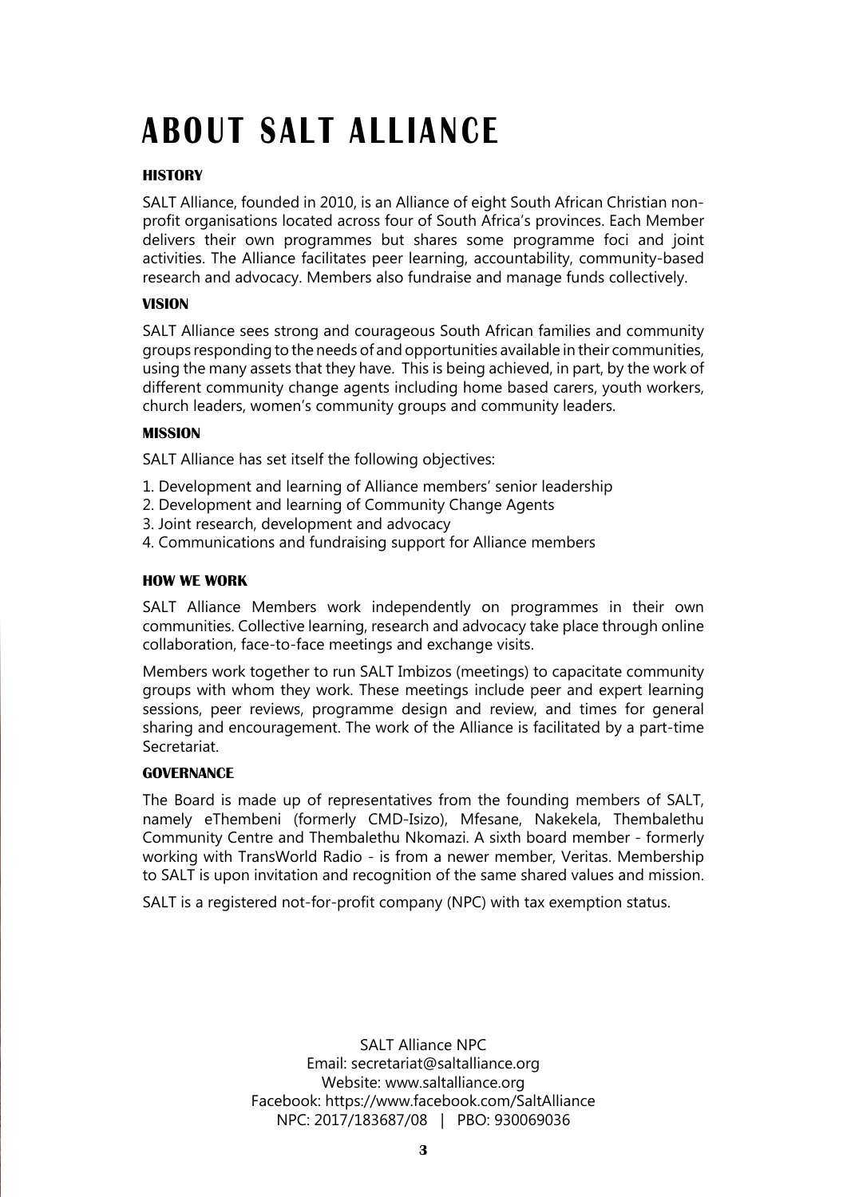# ABOUT SALT ALLIANCE

### HISTORY

SALT Alliance, founded in 2010, is an Alliance of eight South African Christian non-profit organisations located across four of South Africa's provinces. Each Member delivers their own programmes but shares some programme foci and joint activities. The Alliance facilitates peer learning, accountability, community-based research and advocacy. Members also fundraise and manage funds collectively.

### VISION

SALT Alliance sees strong and courageous South African families and community groups responding to the needs of and opportunities available in their communities, using the many assets that they have. This is being achieved, in part, by the work of different community change agents including home based carers, youth workers, church leaders, women's community groups and community leaders.

### MISSION

SALT Alliance has set itself the following objectives:

1. Development and learning of Alliance members' senior leadership
2. Development and learning of Community Change Agents
3. Joint research, development and advocacy
4. Communications and fundraising support for Alliance members

### HOW WE WORK

SALT Alliance Members work independently on programmes in their own communities. Collective learning, research and advocacy take place through online collaboration, face-to-face meetings and exchange visits.

Members work together to run SALT Imbizos (meetings) to capacitate community groups with whom they work. These meetings include peer and expert learning sessions, peer reviews, programme design and review, and times for general sharing and encouragement. The work of the Alliance is facilitated by a part-time Secretariat.

### GOVERNANCE

The Board is made up of representatives from the founding members of SALT, namely eThembeni (formerly CMD-Isizo), Mfesane, Nakekela, Thembalethu Community Centre and Thembalethu Nkomazi. A sixth board member - formerly working with TransWorld Radio - is from a newer member, Veritas. Membership to SALT is upon invitation and recognition of the same shared values and mission.

SALT is a registered not-for-profit company (NPC) with tax exemption status.

SALT Alliance NPC
Email: secretariat@saltalliance.org
Website: www.saltalliance.org
Facebook: https://www.facebook.com/SaltAlliance
NPC: 2017/183687/08 | PBO: 930069036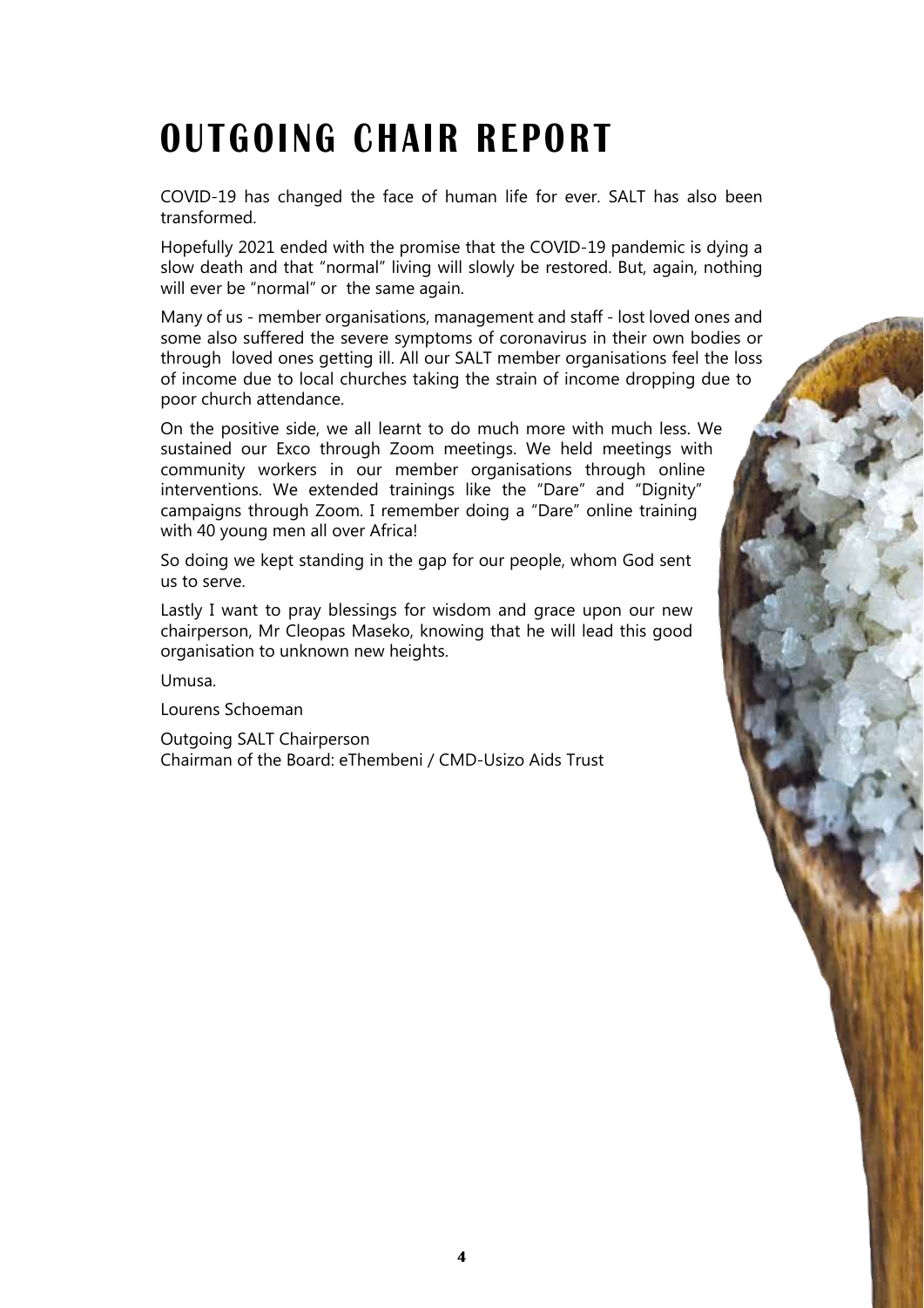# OUTGOING CHAIR REPORT

COVID-19 has changed the face of human life for ever. SALT has also been transformed.

Hopefully 2021 ended with the promise that the COVID-19 pandemic is dying a slow death and that "normal" living will slowly be restored. But, again, nothing will ever be "normal" or the same again.

Many of us - member organisations, management and staff - lost loved ones and some also suffered the severe symptoms of coronavirus in their own bodies or through loved ones getting ill. All our SALT member organisations feel the loss of income due to local churches taking the strain of income dropping due to poor church attendance.

On the positive side, we all learnt to do much more with much less. We sustained our Exco through Zoom meetings. We held meetings with community workers in our member organisations through online interventions. We extended trainings like the "Dare" and "Dignity" campaigns through Zoom. I remember doing a "Dare" online training with 40 young men all over Africa!

So doing we kept standing in the gap for our people, whom God sent us to serve.

Lastly I want to pray blessings for wisdom and grace upon our new chairperson, Mr Cleopas Maseko, knowing that he will lead this good organisation to unknown new heights.

Umusa.

Lourens Schoeman

Outgoing SALT Chairperson
Chairman of the Board: eThembeni / CMD-Usizo Aids Trust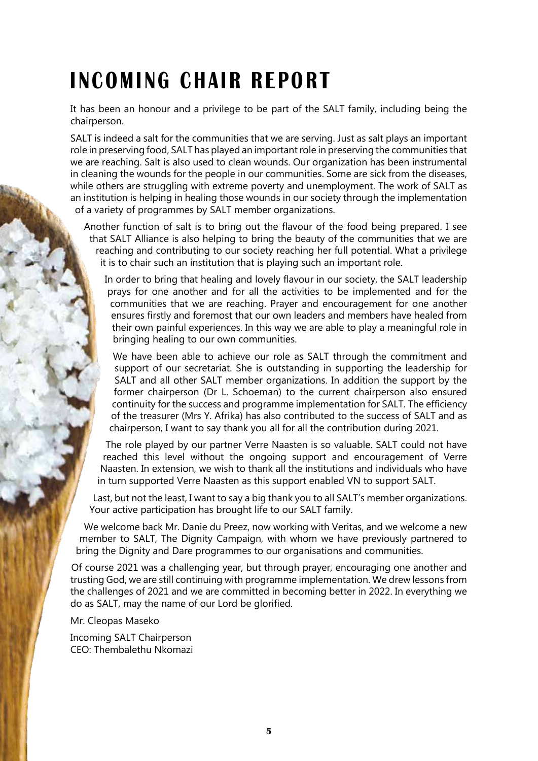# INCOMING CHAIR REPORT

It has been an honour and a privilege to be part of the SALT family, including being the chairperson.

SALT is indeed a salt for the communities that we are serving. Just as salt plays an important role in preserving food, SALT has played an important role in preserving the communities that we are reaching. Salt is also used to clean wounds. Our organization has been instrumental in cleaning the wounds for the people in our communities. Some are sick from the diseases, while others are struggling with extreme poverty and unemployment. The work of SALT as an institution is helping in healing those wounds in our society through the implementation of a variety of programmes by SALT member organizations.

Another function of salt is to bring out the flavour of the food being prepared. I see that SALT Alliance is also helping to bring the beauty of the communities that we are reaching and contributing to our society reaching her full potential. What a privilege it is to chair such an institution that is playing such an important role.

In order to bring that healing and lovely flavour in our society, the SALT leadership prays for one another and for all the activities to be implemented and for the communities that we are reaching. Prayer and encouragement for one another ensures firstly and foremost that our own leaders and members have healed from their own painful experiences. In this way we are able to play a meaningful role in bringing healing to our own communities.

We have been able to achieve our role as SALT through the commitment and support of our secretariat. She is outstanding in supporting the leadership for SALT and all other SALT member organizations. In addition the support by the former chairperson (Dr L. Schoeman) to the current chairperson also ensured continuity for the success and programme implementation for SALT. The efficiency of the treasurer (Mrs Y. Afrika) has also contributed to the success of SALT and as chairperson, I want to say thank you all for all the contribution during 2021.

The role played by our partner Verre Naasten is so valuable. SALT could not have reached this level without the ongoing support and encouragement of Verre Naasten. In extension, we wish to thank all the institutions and individuals who have in turn supported Verre Naasten as this support enabled VN to support SALT.

Last, but not the least, I want to say a big thank you to all SALT's member organizations. Your active participation has brought life to our SALT family.

We welcome back Mr. Danie du Preez, now working with Veritas, and we welcome a new member to SALT, The Dignity Campaign, with whom we have previously partnered to bring the Dignity and Dare programmes to our organisations and communities.

Of course 2021 was a challenging year, but through prayer, encouraging one another and trusting God, we are still continuing with programme implementation. We drew lessons from the challenges of 2021 and we are committed in becoming better in 2022. In everything we do as SALT, may the name of our Lord be glorified.

Mr. Cleopas Maseko

Incoming SALT Chairperson
CEO: Thembalethu Nkomazi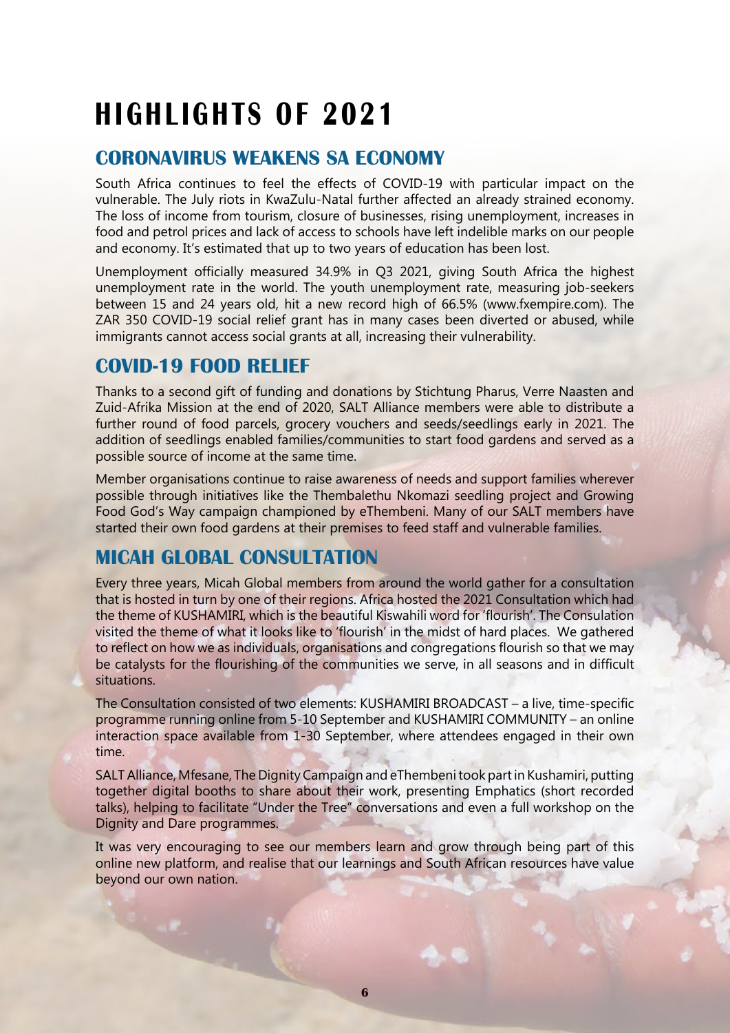# HIGHLIGHTS OF 2021

## CORONAVIRUS WEAKENS SA ECONOMY

South Africa continues to feel the effects of COVID-19 with particular impact on the vulnerable. The July riots in KwaZulu-Natal further affected an already strained economy. The loss of income from tourism, closure of businesses, rising unemployment, increases in food and petrol prices and lack of access to schools have left indelible marks on our people and economy. It's estimated that up to two years of education has been lost.

Unemployment officially measured 34.9% in Q3 2021, giving South Africa the highest unemployment rate in the world. The youth unemployment rate, measuring job-seekers between 15 and 24 years old, hit a new record high of 66.5% (www.fxempire.com). The ZAR 350 COVID-19 social relief grant has in many cases been diverted or abused, while immigrants cannot access social grants at all, increasing their vulnerability.

## COVID-19 FOOD RELIEF

Thanks to a second gift of funding and donations by Stichtung Pharus, Verre Naasten and Zuid-Afrika Mission at the end of 2020, SALT Alliance members were able to distribute a further round of food parcels, grocery vouchers and seeds/seedlings early in 2021. The addition of seedlings enabled families/communities to start food gardens and served as a possible source of income at the same time.

Member organisations continue to raise awareness of needs and support families wherever possible through initiatives like the Thembalethu Nkomazi seedling project and Growing Food God's Way campaign championed by eThembeni. Many of our SALT members have started their own food gardens at their premises to feed staff and vulnerable families.

## MICAH GLOBAL CONSULTATION

Every three years, Micah Global members from around the world gather for a consultation that is hosted in turn by one of their regions. Africa hosted the 2021 Consultation which had the theme of KUSHAMIRI, which is the beautiful Kiswahili word for 'flourish'. The Consulation visited the theme of what it looks like to 'flourish' in the midst of hard places. We gathered to reflect on how we as individuals, organisations and congregations flourish so that we may be catalysts for the flourishing of the communities we serve, in all seasons and in difficult situations.

The Consultation consisted of two elements: KUSHAMIRI BROADCAST – a live, time-specific programme running online from 5-10 September and KUSHAMIRI COMMUNITY – an online interaction space available from 1-30 September, where attendees engaged in their own time.

SALT Alliance, Mfesane, The Dignity Campaign and eThembeni took part in Kushamiri, putting together digital booths to share about their work, presenting Emphatics (short recorded talks), helping to facilitate "Under the Tree" conversations and even a full workshop on the Dignity and Dare programmes.

It was very encouraging to see our members learn and grow through being part of this online new platform, and realise that our learnings and South African resources have value beyond our own nation.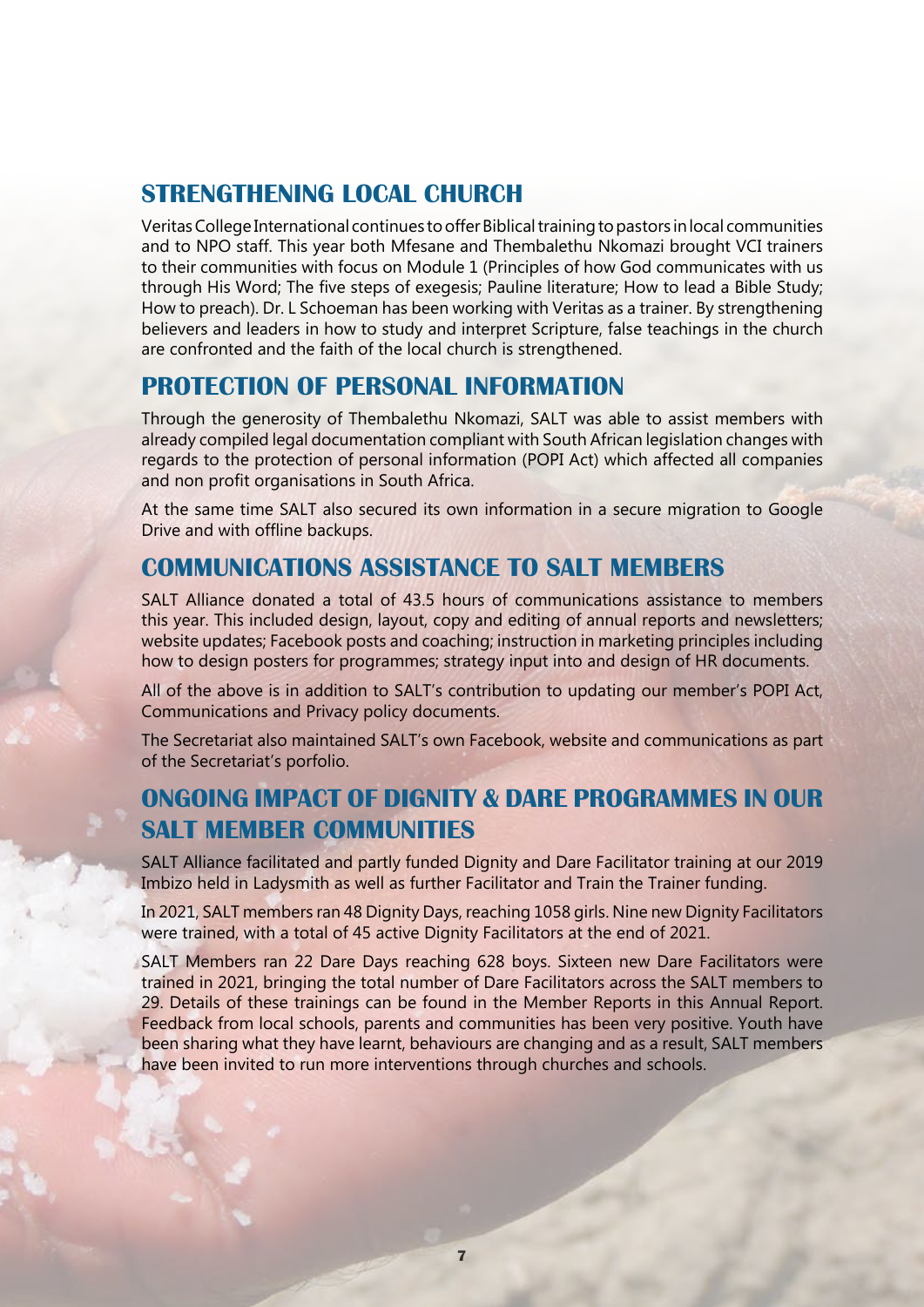## STRENGTHENING LOCAL CHURCH

Veritas College International continues to offer Biblical training to pastors in local communities and to NPO staff. This year both Mfesane and Thembalethu Nkomazi brought VCI trainers to their communities with focus on Module 1 (Principles of how God communicates with us through His Word; The five steps of exegesis; Pauline literature; How to lead a Bible Study; How to preach). Dr. L Schoeman has been working with Veritas as a trainer. By strengthening believers and leaders in how to study and interpret Scripture, false teachings in the church are confronted and the faith of the local church is strengthened.

## PROTECTION OF PERSONAL INFORMATION

Through the generosity of Thembalethu Nkomazi, SALT was able to assist members with already compiled legal documentation compliant with South African legislation changes with regards to the protection of personal information (POPI Act) which affected all companies and non profit organisations in South Africa.

At the same time SALT also secured its own information in a secure migration to Google Drive and with offline backups.

## COMMUNICATIONS ASSISTANCE TO SALT MEMBERS

SALT Alliance donated a total of 43.5 hours of communications assistance to members this year. This included design, layout, copy and editing of annual reports and newsletters; website updates; Facebook posts and coaching; instruction in marketing principles including how to design posters for programmes; strategy input into and design of HR documents.

All of the above is in addition to SALT's contribution to updating our member's POPI Act, Communications and Privacy policy documents.

The Secretariat also maintained SALT's own Facebook, website and communications as part of the Secretariat's porfolio.

## ONGOING IMPACT OF DIGNITY & DARE PROGRAMMES IN OUR SALT MEMBER COMMUNITIES

SALT Alliance facilitated and partly funded Dignity and Dare Facilitator training at our 2019 Imbizo held in Ladysmith as well as further Facilitator and Train the Trainer funding.

In 2021, SALT members ran 48 Dignity Days, reaching 1058 girls. Nine new Dignity Facilitators were trained, with a total of 45 active Dignity Facilitators at the end of 2021.

SALT Members ran 22 Dare Days reaching 628 boys. Sixteen new Dare Facilitators were trained in 2021, bringing the total number of Dare Facilitators across the SALT members to 29. Details of these trainings can be found in the Member Reports in this Annual Report. Feedback from local schools, parents and communities has been very positive. Youth have been sharing what they have learnt, behaviours are changing and as a result, SALT members have been invited to run more interventions through churches and schools.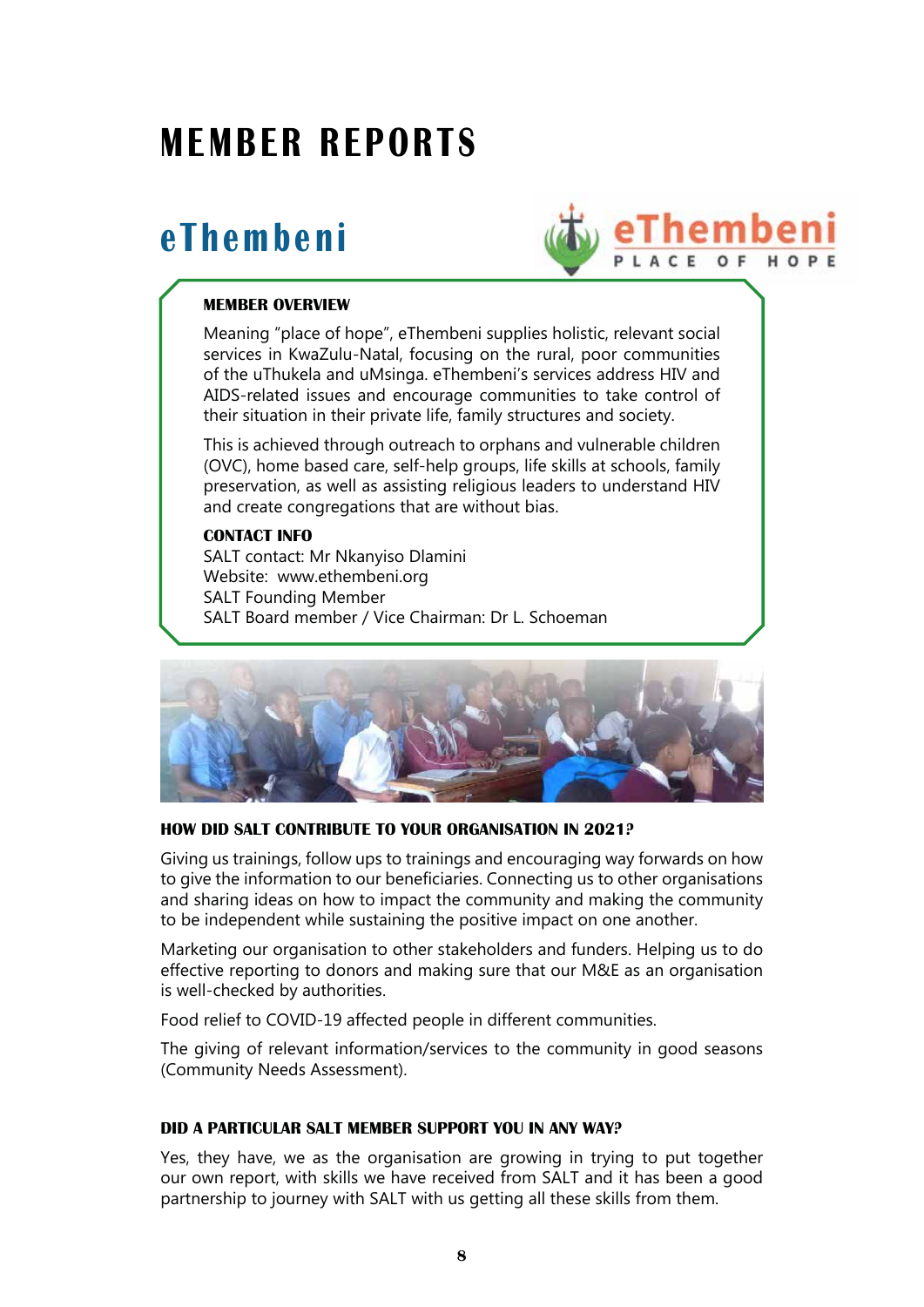# MEMBER REPORTS

## eThembeni

**MEMBER OVERVIEW**

Meaning "place of hope", eThembeni supplies holistic, relevant social services in KwaZulu-Natal, focusing on the rural, poor communities of the uThukela and uMsinga. eThembeni's services address HIV and AIDS-related issues and encourage communities to take control of their situation in their private life, family structures and society.

This is achieved through outreach to orphans and vulnerable children (OVC), home based care, self-help groups, life skills at schools, family preservation, as well as assisting religious leaders to understand HIV and create congregations that are without bias.

**CONTACT INFO**

SALT contact: Mr Nkanyiso Dlamini
Website: www.ethembeni.org
SALT Founding Member
SALT Board member / Vice Chairman: Dr L. Schoeman

**HOW DID SALT CONTRIBUTE TO YOUR ORGANISATION IN 2021?**

Giving us trainings, follow ups to trainings and encouraging way forwards on how to give the information to our beneficiaries. Connecting us to other organisations and sharing ideas on how to impact the community and making the community to be independent while sustaining the positive impact on one another.

Marketing our organisation to other stakeholders and funders. Helping us to do effective reporting to donors and making sure that our M&E as an organisation is well-checked by authorities.

Food relief to COVID-19 affected people in different communities.

The giving of relevant information/services to the community in good seasons (Community Needs Assessment).

**DID A PARTICULAR SALT MEMBER SUPPORT YOU IN ANY WAY?**

Yes, they have, we as the organisation are growing in trying to put together our own report, with skills we have received from SALT and it has been a good partnership to journey with SALT with us getting all these skills from them.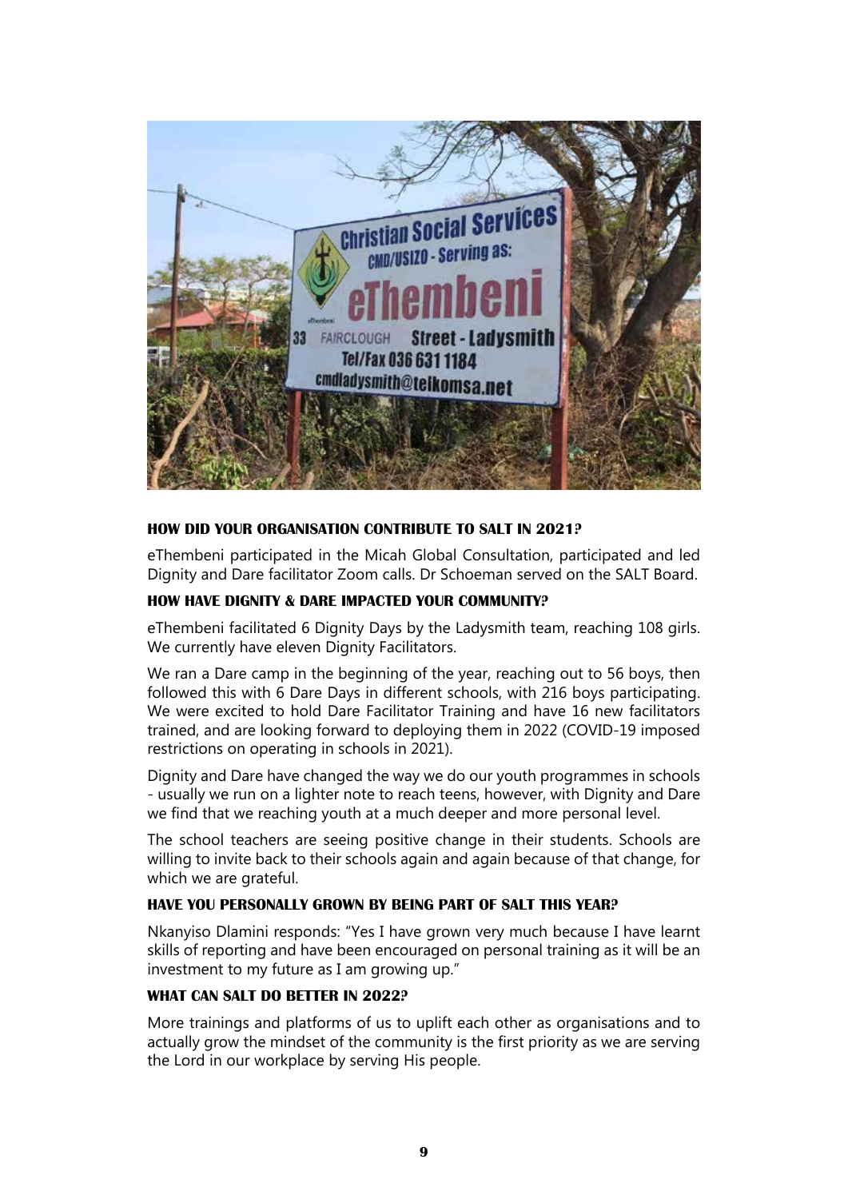### HOW DID YOUR ORGANISATION CONTRIBUTE TO SALT IN 2021?

eThembeni participated in the Micah Global Consultation, participated and led Dignity and Dare facilitator Zoom calls. Dr Schoeman served on the SALT Board.

### HOW HAVE DIGNITY & DARE IMPACTED YOUR COMMUNITY?

eThembeni facilitated 6 Dignity Days by the Ladysmith team, reaching 108 girls. We currently have eleven Dignity Facilitators.

We ran a Dare camp in the beginning of the year, reaching out to 56 boys, then followed this with 6 Dare Days in different schools, with 216 boys participating. We were excited to hold Dare Facilitator Training and have 16 new facilitators trained, and are looking forward to deploying them in 2022 (COVID-19 imposed restrictions on operating in schools in 2021).

Dignity and Dare have changed the way we do our youth programmes in schools - usually we run on a lighter note to reach teens, however, with Dignity and Dare we find that we reaching youth at a much deeper and more personal level.

The school teachers are seeing positive change in their students. Schools are willing to invite back to their schools again and again because of that change, for which we are grateful.

### HAVE YOU PERSONALLY GROWN BY BEING PART OF SALT THIS YEAR?

Nkanyiso Dlamini responds: "Yes I have grown very much because I have learnt skills of reporting and have been encouraged on personal training as it will be an investment to my future as I am growing up."

### WHAT CAN SALT DO BETTER IN 2022?

More trainings and platforms of us to uplift each other as organisations and to actually grow the mindset of the community is the first priority as we are serving the Lord in our workplace by serving His people.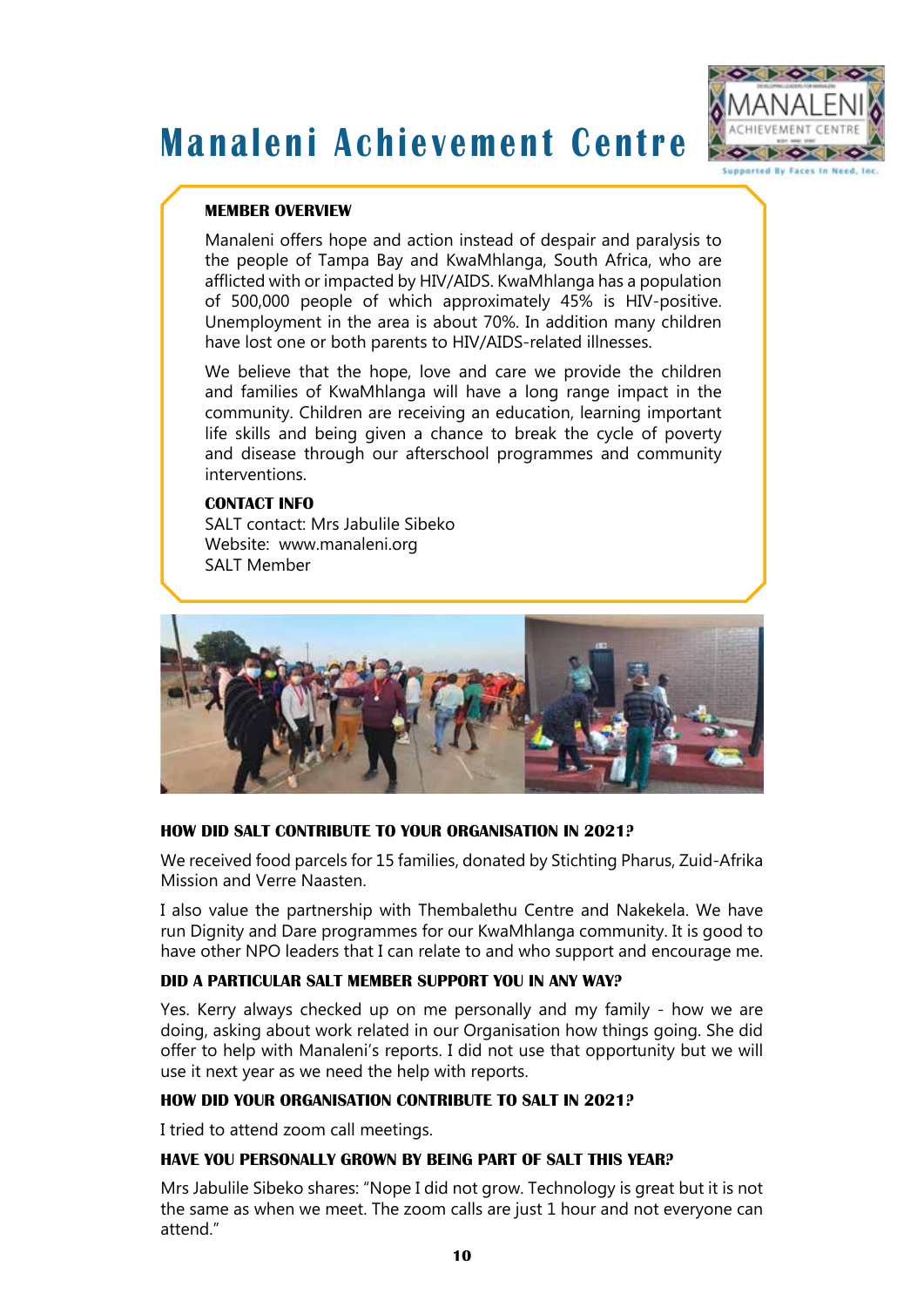# Manaleni Achievement Centre

**MEMBER OVERVIEW**

Manaleni offers hope and action instead of despair and paralysis to the people of Tampa Bay and KwaMhlanga, South Africa, who are afflicted with or impacted by HIV/AIDS. KwaMhlanga has a population of 500,000 people of which approximately 45% is HIV-positive. Unemployment in the area is about 70%. In addition many children have lost one or both parents to HIV/AIDS-related illnesses.

We believe that the hope, love and care we provide the children and families of KwaMhlanga will have a long range impact in the community. Children are receiving an education, learning important life skills and being given a chance to break the cycle of poverty and disease through our afterschool programmes and community interventions.

**CONTACT INFO**

SALT contact: Mrs Jabulile Sibeko
Website: www.manaleni.org
SALT Member

**HOW DID SALT CONTRIBUTE TO YOUR ORGANISATION IN 2021?**

We received food parcels for 15 families, donated by Stichting Pharus, Zuid-Afrika Mission and Verre Naasten.

I also value the partnership with Thembalethu Centre and Nakekela. We have run Dignity and Dare programmes for our KwaMhlanga community. It is good to have other NPO leaders that I can relate to and who support and encourage me.

**DID A PARTICULAR SALT MEMBER SUPPORT YOU IN ANY WAY?**

Yes. Kerry always checked up on me personally and my family - how we are doing, asking about work related in our Organisation how things going. She did offer to help with Manaleni's reports. I did not use that opportunity but we will use it next year as we need the help with reports.

**HOW DID YOUR ORGANISATION CONTRIBUTE TO SALT IN 2021?**

I tried to attend zoom call meetings.

**HAVE YOU PERSONALLY GROWN BY BEING PART OF SALT THIS YEAR?**

Mrs Jabulile Sibeko shares: "Nope I did not grow. Technology is great but it is not the same as when we meet. The zoom calls are just 1 hour and not everyone can attend."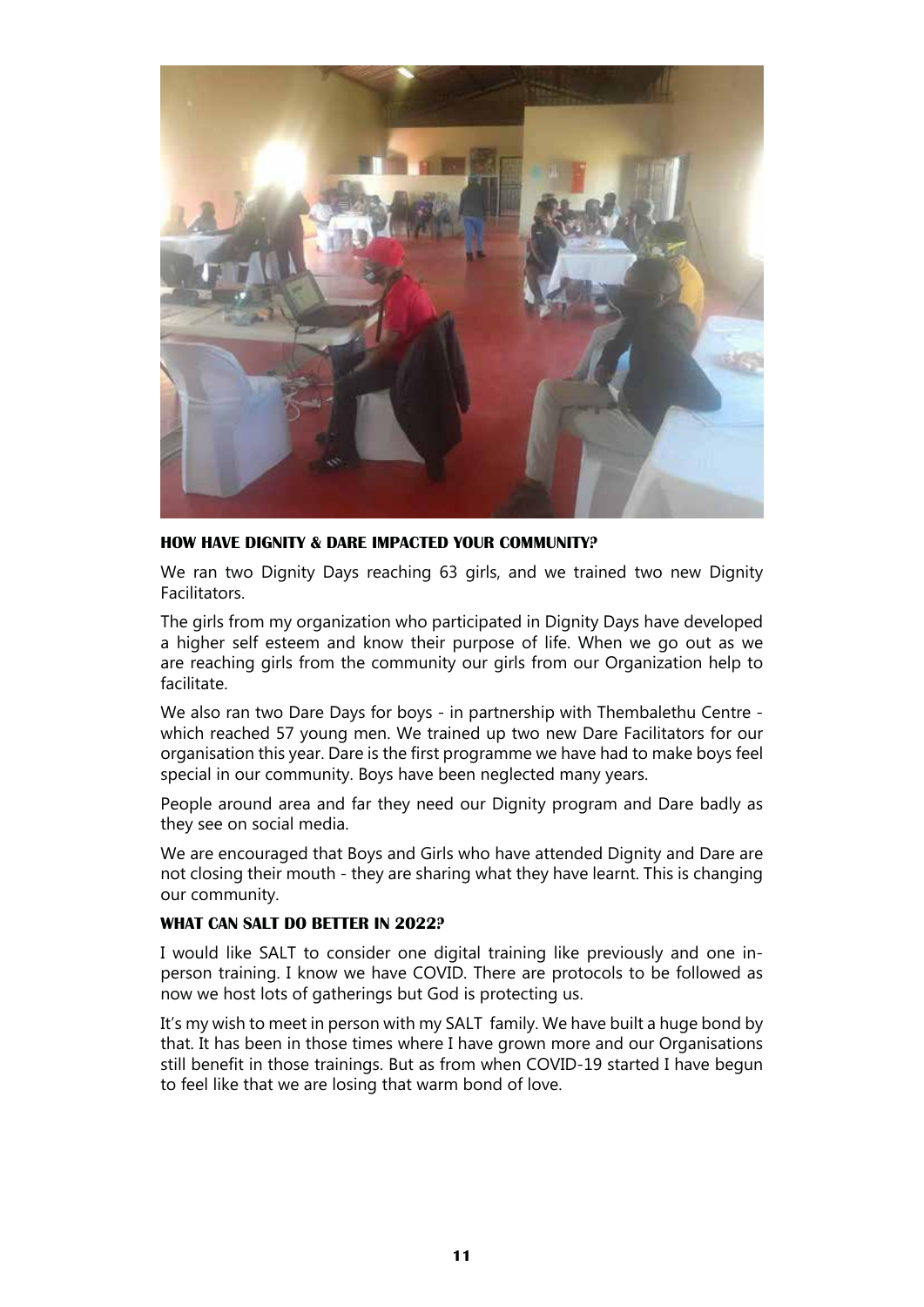### HOW HAVE DIGNITY & DARE IMPACTED YOUR COMMUNITY?

We ran two Dignity Days reaching 63 girls, and we trained two new Dignity Facilitators.

The girls from my organization who participated in Dignity Days have developed a higher self esteem and know their purpose of life. When we go out as we are reaching girls from the community our girls from our Organization help to facilitate.

We also ran two Dare Days for boys - in partnership with Thembalethu Centre - which reached 57 young men. We trained up two new Dare Facilitators for our organisation this year. Dare is the first programme we have had to make boys feel special in our community. Boys have been neglected many years.

People around area and far they need our Dignity program and Dare badly as they see on social media.

We are encouraged that Boys and Girls who have attended Dignity and Dare are not closing their mouth - they are sharing what they have learnt. This is changing our community.

### WHAT CAN SALT DO BETTER IN 2022?

I would like SALT to consider one digital training like previously and one in-person training. I know we have COVID. There are protocols to be followed as now we host lots of gatherings but God is protecting us.

It's my wish to meet in person with my SALT family. We have built a huge bond by that. It has been in those times where I have grown more and our Organisations still benefit in those trainings. But as from when COVID-19 started I have begun to feel like that we are losing that warm bond of love.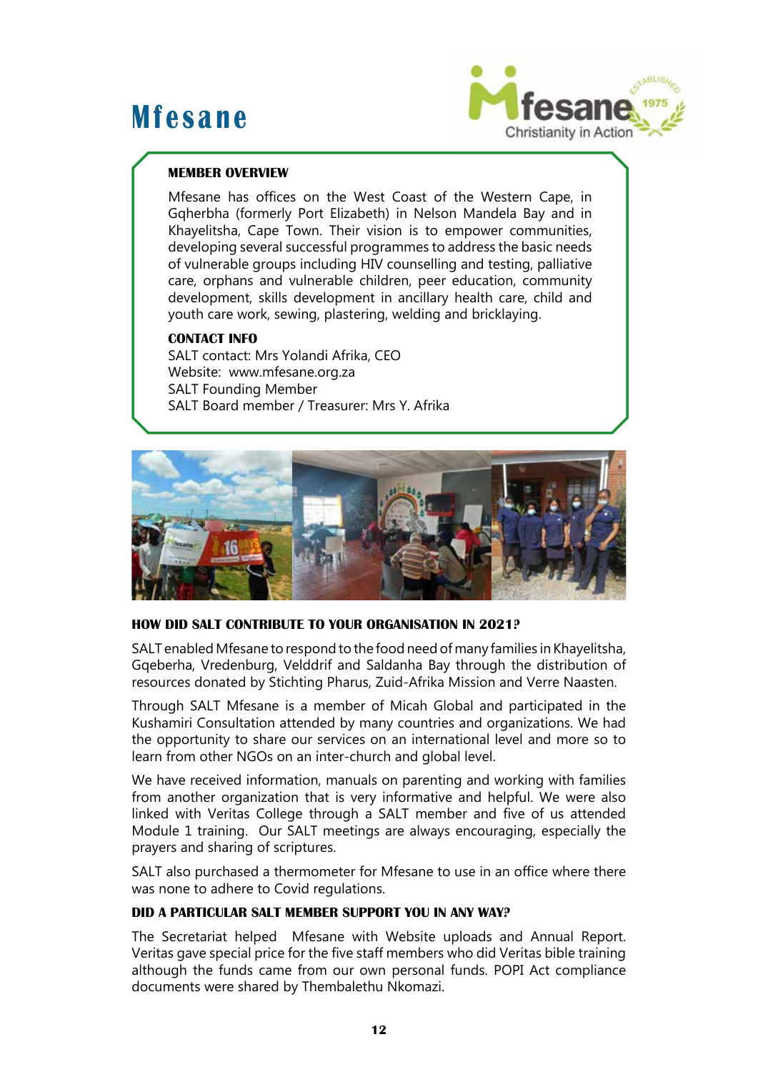# Mfesane

### MEMBER OVERVIEW

Mfesane has offices on the West Coast of the Western Cape, in Gqherbha (formerly Port Elizabeth) in Nelson Mandela Bay and in Khayelitsha, Cape Town. Their vision is to empower communities, developing several successful programmes to address the basic needs of vulnerable groups including HIV counselling and testing, palliative care, orphans and vulnerable children, peer education, community development, skills development in ancillary health care, child and youth care work, sewing, plastering, welding and bricklaying.

### CONTACT INFO

SALT contact: Mrs Yolandi Afrika, CEO
Website: www.mfesane.org.za
SALT Founding Member
SALT Board member / Treasurer: Mrs Y. Afrika

### HOW DID SALT CONTRIBUTE TO YOUR ORGANISATION IN 2021?

SALT enabled Mfesane to respond to the food need of many families in Khayelitsha, Gqeberha, Vredenburg, Velddrif and Saldanha Bay through the distribution of resources donated by Stichting Pharus, Zuid-Afrika Mission and Verre Naasten.

Through SALT Mfesane is a member of Micah Global and participated in the Kushamiri Consultation attended by many countries and organizations. We had the opportunity to share our services on an international level and more so to learn from other NGOs on an inter-church and global level.

We have received information, manuals on parenting and working with families from another organization that is very informative and helpful. We were also linked with Veritas College through a SALT member and five of us attended Module 1 training. Our SALT meetings are always encouraging, especially the prayers and sharing of scriptures.

SALT also purchased a thermometer for Mfesane to use in an office where there was none to adhere to Covid regulations.

### DID A PARTICULAR SALT MEMBER SUPPORT YOU IN ANY WAY?

The Secretariat helped Mfesane with Website uploads and Annual Report. Veritas gave special price for the five staff members who did Veritas bible training although the funds came from our own personal funds. POPI Act compliance documents were shared by Thembalethu Nkomazi.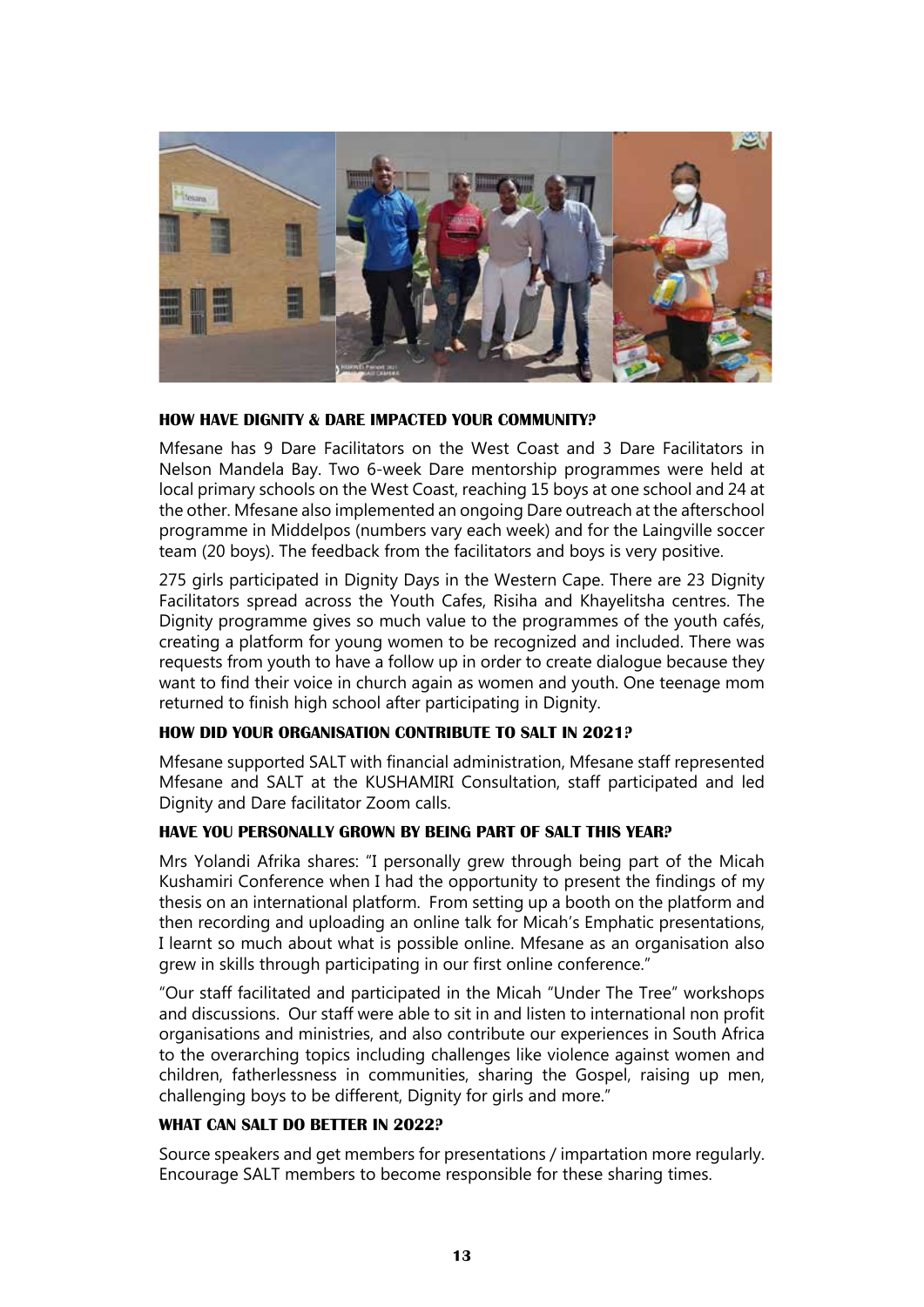### HOW HAVE DIGNITY & DARE IMPACTED YOUR COMMUNITY?

Mfesane has 9 Dare Facilitators on the West Coast and 3 Dare Facilitators in Nelson Mandela Bay. Two 6-week Dare mentorship programmes were held at local primary schools on the West Coast, reaching 15 boys at one school and 24 at the other. Mfesane also implemented an ongoing Dare outreach at the afterschool programme in Middelpos (numbers vary each week) and for the Laingville soccer team (20 boys). The feedback from the facilitators and boys is very positive.

275 girls participated in Dignity Days in the Western Cape. There are 23 Dignity Facilitators spread across the Youth Cafes, Risiha and Khayelitsha centres. The Dignity programme gives so much value to the programmes of the youth cafés, creating a platform for young women to be recognized and included. There was requests from youth to have a follow up in order to create dialogue because they want to find their voice in church again as women and youth. One teenage mom returned to finish high school after participating in Dignity.

### HOW DID YOUR ORGANISATION CONTRIBUTE TO SALT IN 2021?

Mfesane supported SALT with financial administration, Mfesane staff represented Mfesane and SALT at the KUSHAMIRI Consultation, staff participated and led Dignity and Dare facilitator Zoom calls.

### HAVE YOU PERSONALLY GROWN BY BEING PART OF SALT THIS YEAR?

Mrs Yolandi Afrika shares: "I personally grew through being part of the Micah Kushamiri Conference when I had the opportunity to present the findings of my thesis on an international platform. From setting up a booth on the platform and then recording and uploading an online talk for Micah's Emphatic presentations, I learnt so much about what is possible online. Mfesane as an organisation also grew in skills through participating in our first online conference."

"Our staff facilitated and participated in the Micah "Under The Tree" workshops and discussions. Our staff were able to sit in and listen to international non profit organisations and ministries, and also contribute our experiences in South Africa to the overarching topics including challenges like violence against women and children, fatherlessness in communities, sharing the Gospel, raising up men, challenging boys to be different, Dignity for girls and more."

### WHAT CAN SALT DO BETTER IN 2022?

Source speakers and get members for presentations / impartation more regularly. Encourage SALT members to become responsible for these sharing times.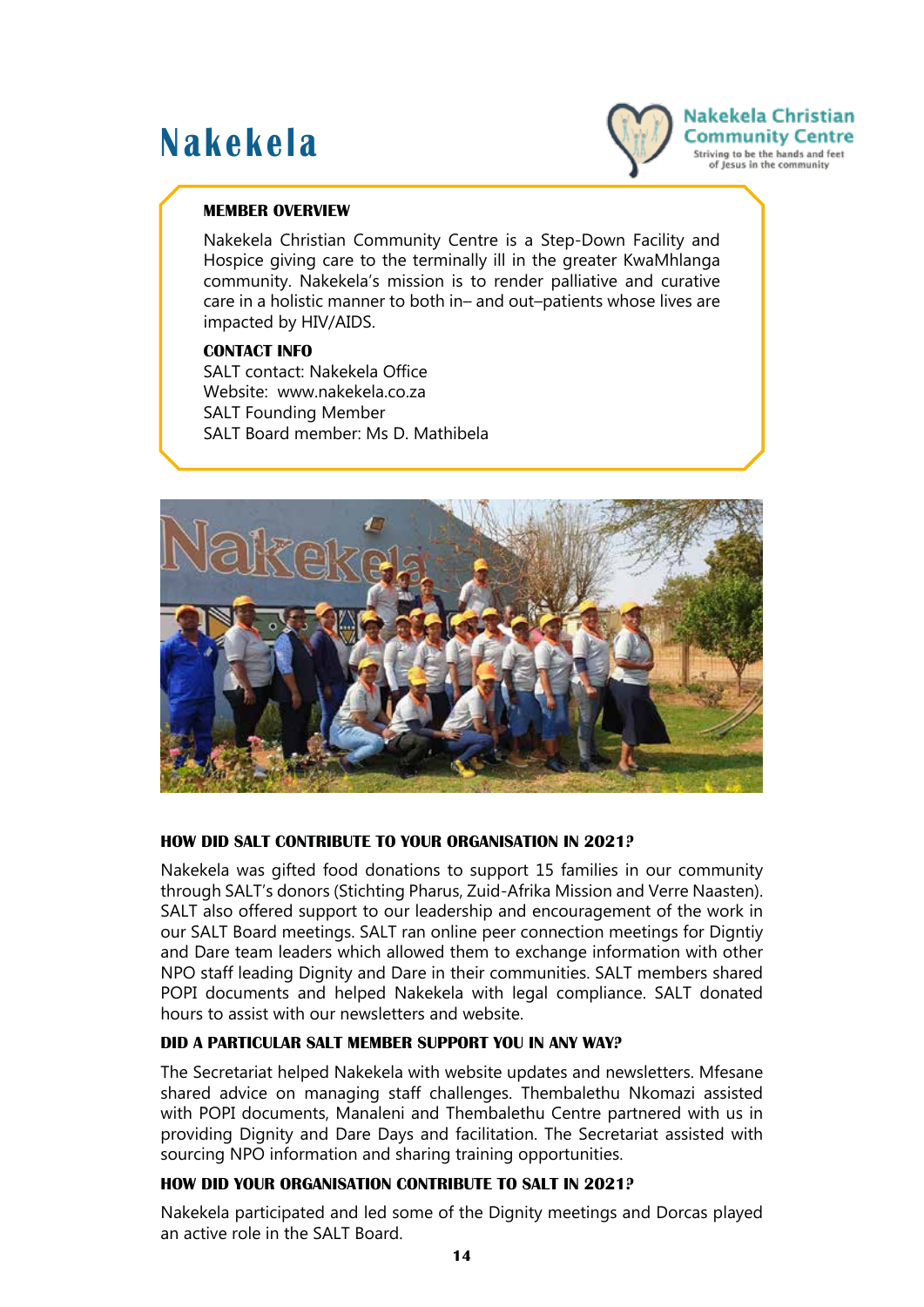# Nakekela

Nakekela Christian Community Centre
Striving to be the hands and feet of Jesus in the community

**MEMBER OVERVIEW**

Nakekela Christian Community Centre is a Step-Down Facility and Hospice giving care to the terminally ill in the greater KwaMhlanga community. Nakekela's mission is to render palliative and curative care in a holistic manner to both in– and out–patients whose lives are impacted by HIV/AIDS.

**CONTACT INFO**

SALT contact: Nakekela Office
Website: www.nakekela.co.za
SALT Founding Member
SALT Board member: Ms D. Mathibela

**HOW DID SALT CONTRIBUTE TO YOUR ORGANISATION IN 2021?**

Nakekela was gifted food donations to support 15 families in our community through SALT's donors (Stichting Pharus, Zuid-Afrika Mission and Verre Naasten). SALT also offered support to our leadership and encouragement of the work in our SALT Board meetings. SALT ran online peer connection meetings for Digntiy and Dare team leaders which allowed them to exchange information with other NPO staff leading Dignity and Dare in their communities. SALT members shared POPI documents and helped Nakekela with legal compliance. SALT donated hours to assist with our newsletters and website.

**DID A PARTICULAR SALT MEMBER SUPPORT YOU IN ANY WAY?**

The Secretariat helped Nakekela with website updates and newsletters. Mfesane shared advice on managing staff challenges. Thembalethu Nkomazi assisted with POPI documents, Manaleni and Thembalethu Centre partnered with us in providing Dignity and Dare Days and facilitation. The Secretariat assisted with sourcing NPO information and sharing training opportunities.

**HOW DID YOUR ORGANISATION CONTRIBUTE TO SALT IN 2021?**

Nakekela participated and led some of the Dignity meetings and Dorcas played an active role in the SALT Board.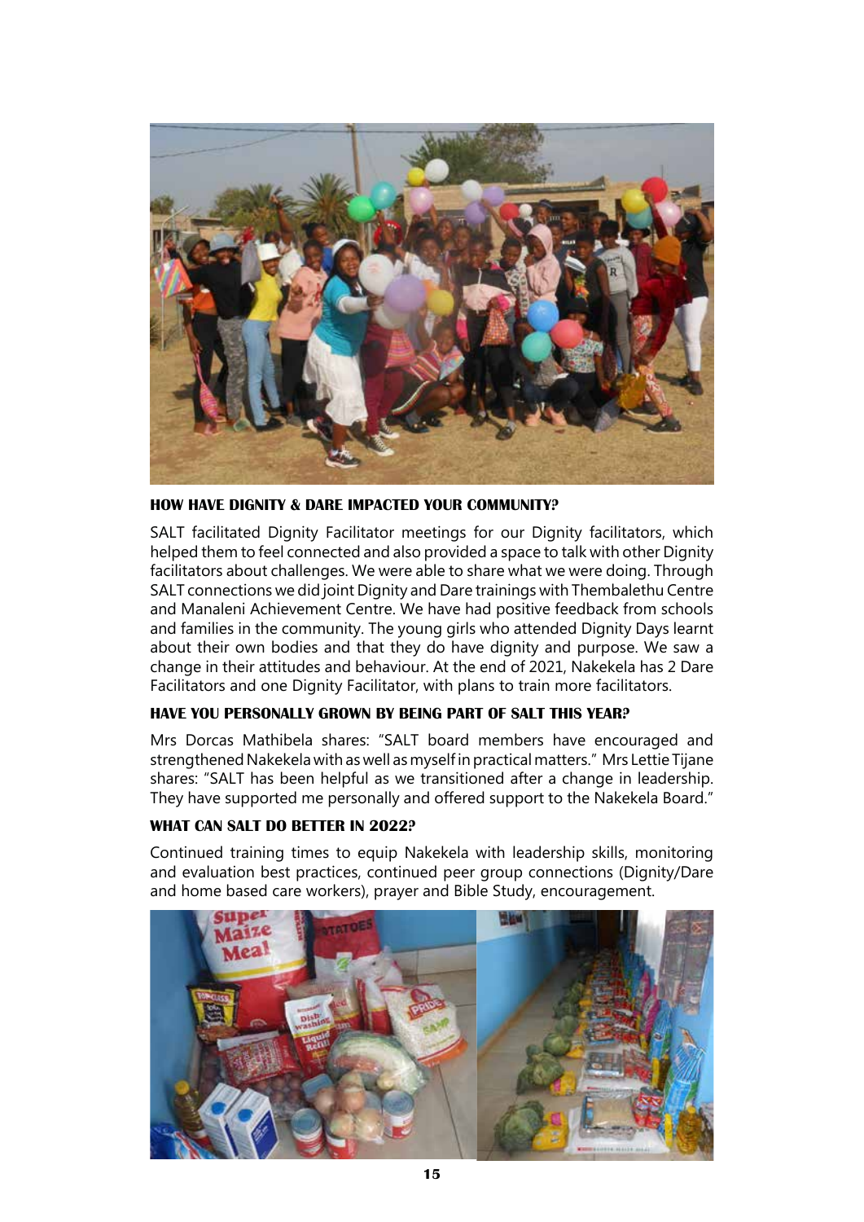### HOW HAVE DIGNITY & DARE IMPACTED YOUR COMMUNITY?

SALT facilitated Dignity Facilitator meetings for our Dignity facilitators, which helped them to feel connected and also provided a space to talk with other Dignity facilitators about challenges. We were able to share what we were doing. Through SALT connections we did joint Dignity and Dare trainings with Thembalethu Centre and Manaleni Achievement Centre. We have had positive feedback from schools and families in the community. The young girls who attended Dignity Days learnt about their own bodies and that they do have dignity and purpose. We saw a change in their attitudes and behaviour. At the end of 2021, Nakekela has 2 Dare Facilitators and one Dignity Facilitator, with plans to train more facilitators.

### HAVE YOU PERSONALLY GROWN BY BEING PART OF SALT THIS YEAR?

Mrs Dorcas Mathibela shares: "SALT board members have encouraged and strengthened Nakekela with as well as myself in practical matters." Mrs Lettie Tijane shares: "SALT has been helpful as we transitioned after a change in leadership. They have supported me personally and offered support to the Nakekela Board."

### WHAT CAN SALT DO BETTER IN 2022?

Continued training times to equip Nakekela with leadership skills, monitoring and evaluation best practices, continued peer group connections (Dignity/Dare and home based care workers), prayer and Bible Study, encouragement.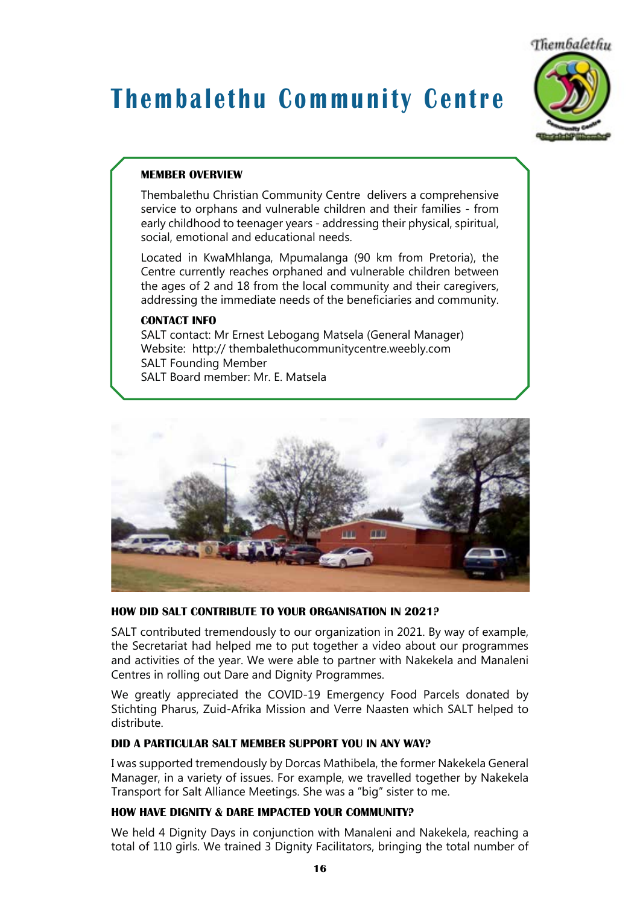# Thembalethu Community Centre

**MEMBER OVERVIEW**

Thembalethu Christian Community Centre delivers a comprehensive service to orphans and vulnerable children and their families - from early childhood to teenager years - addressing their physical, spiritual, social, emotional and educational needs.

Located in KwaMhlanga, Mpumalanga (90 km from Pretoria), the Centre currently reaches orphaned and vulnerable children between the ages of 2 and 18 from the local community and their caregivers, addressing the immediate needs of the beneficiaries and community.

**CONTACT INFO**

SALT contact: Mr Ernest Lebogang Matsela (General Manager)
Website: http:// thembalethucommunitycentre.weebly.com
SALT Founding Member
SALT Board member: Mr. E. Matsela

**HOW DID SALT CONTRIBUTE TO YOUR ORGANISATION IN 2021?**

SALT contributed tremendously to our organization in 2021. By way of example, the Secretariat had helped me to put together a video about our programmes and activities of the year. We were able to partner with Nakekela and Manaleni Centres in rolling out Dare and Dignity Programmes.

We greatly appreciated the COVID-19 Emergency Food Parcels donated by Stichting Pharus, Zuid-Afrika Mission and Verre Naasten which SALT helped to distribute.

**DID A PARTICULAR SALT MEMBER SUPPORT YOU IN ANY WAY?**

I was supported tremendously by Dorcas Mathibela, the former Nakekela General Manager, in a variety of issues. For example, we travelled together by Nakekela Transport for Salt Alliance Meetings. She was a "big" sister to me.

**HOW HAVE DIGNITY & DARE IMPACTED YOUR COMMUNITY?**

We held 4 Dignity Days in conjunction with Manaleni and Nakekela, reaching a total of 110 girls. We trained 3 Dignity Facilitators, bringing the total number of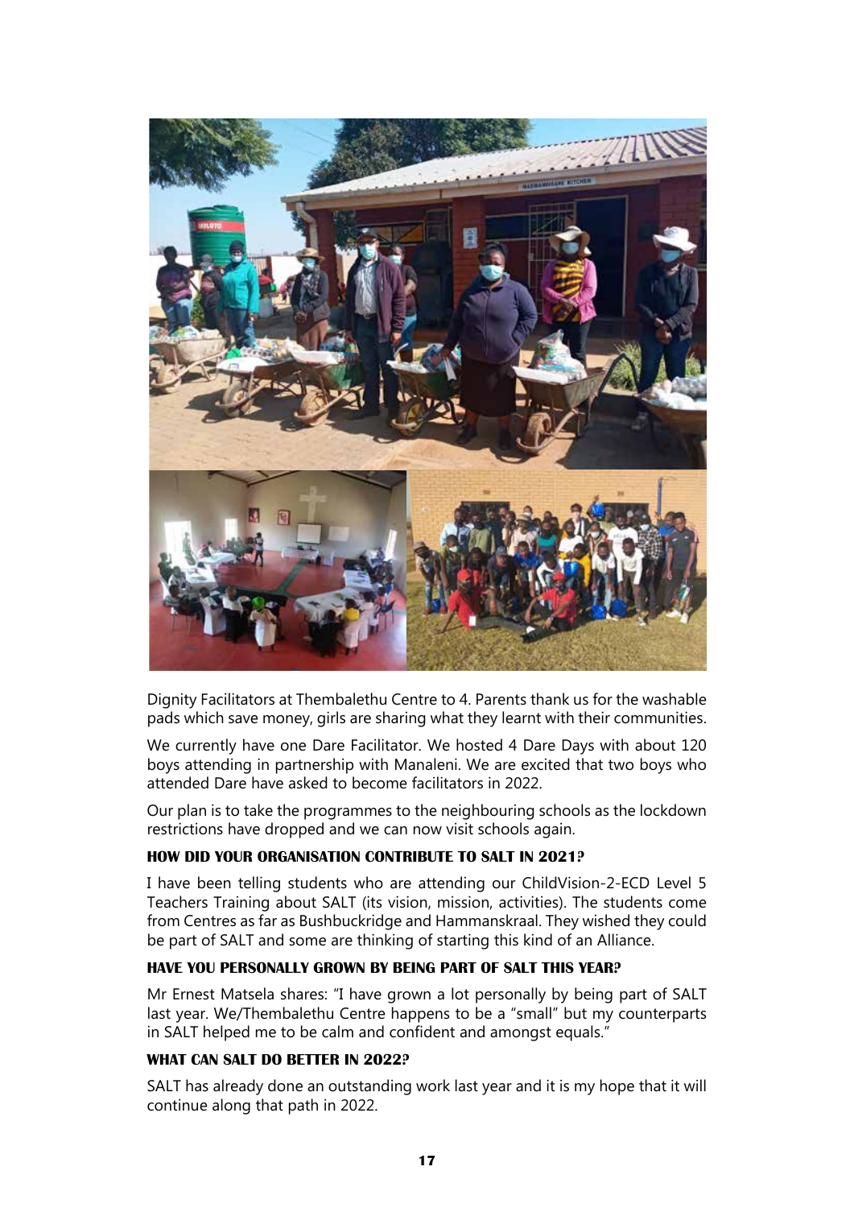Dignity Facilitators at Thembalethu Centre to 4. Parents thank us for the washable pads which save money, girls are sharing what they learnt with their communities.

We currently have one Dare Facilitator. We hosted 4 Dare Days with about 120 boys attending in partnership with Manaleni. We are excited that two boys who attended Dare have asked to become facilitators in 2022.

Our plan is to take the programmes to the neighbouring schools as the lockdown restrictions have dropped and we can now visit schools again.

### HOW DID YOUR ORGANISATION CONTRIBUTE TO SALT IN 2021?

I have been telling students who are attending our ChildVision-2-ECD Level 5 Teachers Training about SALT (its vision, mission, activities). The students come from Centres as far as Bushbuckridge and Hammanskraal. They wished they could be part of SALT and some are thinking of starting this kind of an Alliance.

### HAVE YOU PERSONALLY GROWN BY BEING PART OF SALT THIS YEAR?

Mr Ernest Matsela shares: "I have grown a lot personally by being part of SALT last year. We/Thembalethu Centre happens to be a "small" but my counterparts in SALT helped me to be calm and confident and amongst equals."

### WHAT CAN SALT DO BETTER IN 2022?

SALT has already done an outstanding work last year and it is my hope that it will continue along that path in 2022.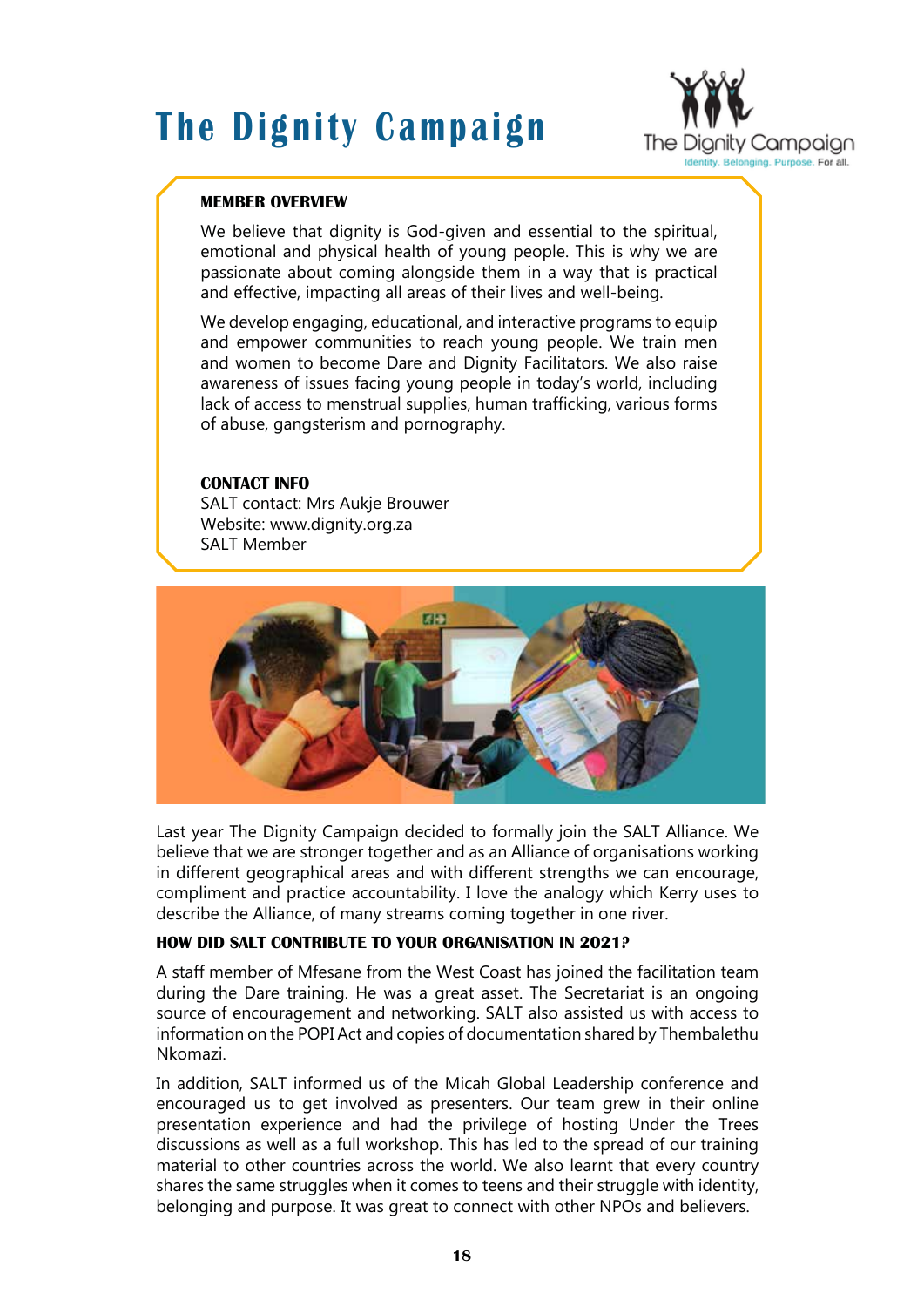# The Dignity Campaign

**MEMBER OVERVIEW**

We believe that dignity is God-given and essential to the spiritual, emotional and physical health of young people. This is why we are passionate about coming alongside them in a way that is practical and effective, impacting all areas of their lives and well-being.

We develop engaging, educational, and interactive programs to equip and empower communities to reach young people. We train men and women to become Dare and Dignity Facilitators. We also raise awareness of issues facing young people in today's world, including lack of access to menstrual supplies, human trafficking, various forms of abuse, gangsterism and pornography.

**CONTACT INFO**

SALT contact: Mrs Aukje Brouwer
Website: www.dignity.org.za
SALT Member

Last year The Dignity Campaign decided to formally join the SALT Alliance. We believe that we are stronger together and as an Alliance of organisations working in different geographical areas and with different strengths we can encourage, compliment and practice accountability. I love the analogy which Kerry uses to describe the Alliance, of many streams coming together in one river.

**HOW DID SALT CONTRIBUTE TO YOUR ORGANISATION IN 2021?**

A staff member of Mfesane from the West Coast has joined the facilitation team during the Dare training. He was a great asset. The Secretariat is an ongoing source of encouragement and networking. SALT also assisted us with access to information on the POPI Act and copies of documentation shared by Thembalethu Nkomazi.

In addition, SALT informed us of the Micah Global Leadership conference and encouraged us to get involved as presenters. Our team grew in their online presentation experience and had the privilege of hosting Under the Trees discussions as well as a full workshop. This has led to the spread of our training material to other countries across the world. We also learnt that every country shares the same struggles when it comes to teens and their struggle with identity, belonging and purpose. It was great to connect with other NPOs and believers.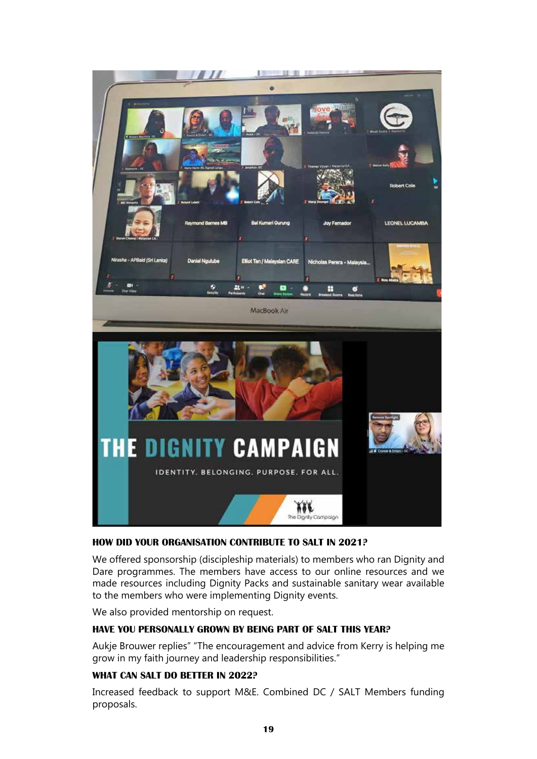**HOW DID YOUR ORGANISATION CONTRIBUTE TO SALT IN 2021?**

We offered sponsorship (discipleship materials) to members who ran Dignity and Dare programmes. The members have access to our online resources and we made resources including Dignity Packs and sustainable sanitary wear available to the members who were implementing Dignity events.

We also provided mentorship on request.

**HAVE YOU PERSONALLY GROWN BY BEING PART OF SALT THIS YEAR?**

Aukje Brouwer replies" "The encouragement and advice from Kerry is helping me grow in my faith journey and leadership responsibilities."

**WHAT CAN SALT DO BETTER IN 2022?**

Increased feedback to support M&E. Combined DC / SALT Members funding proposals.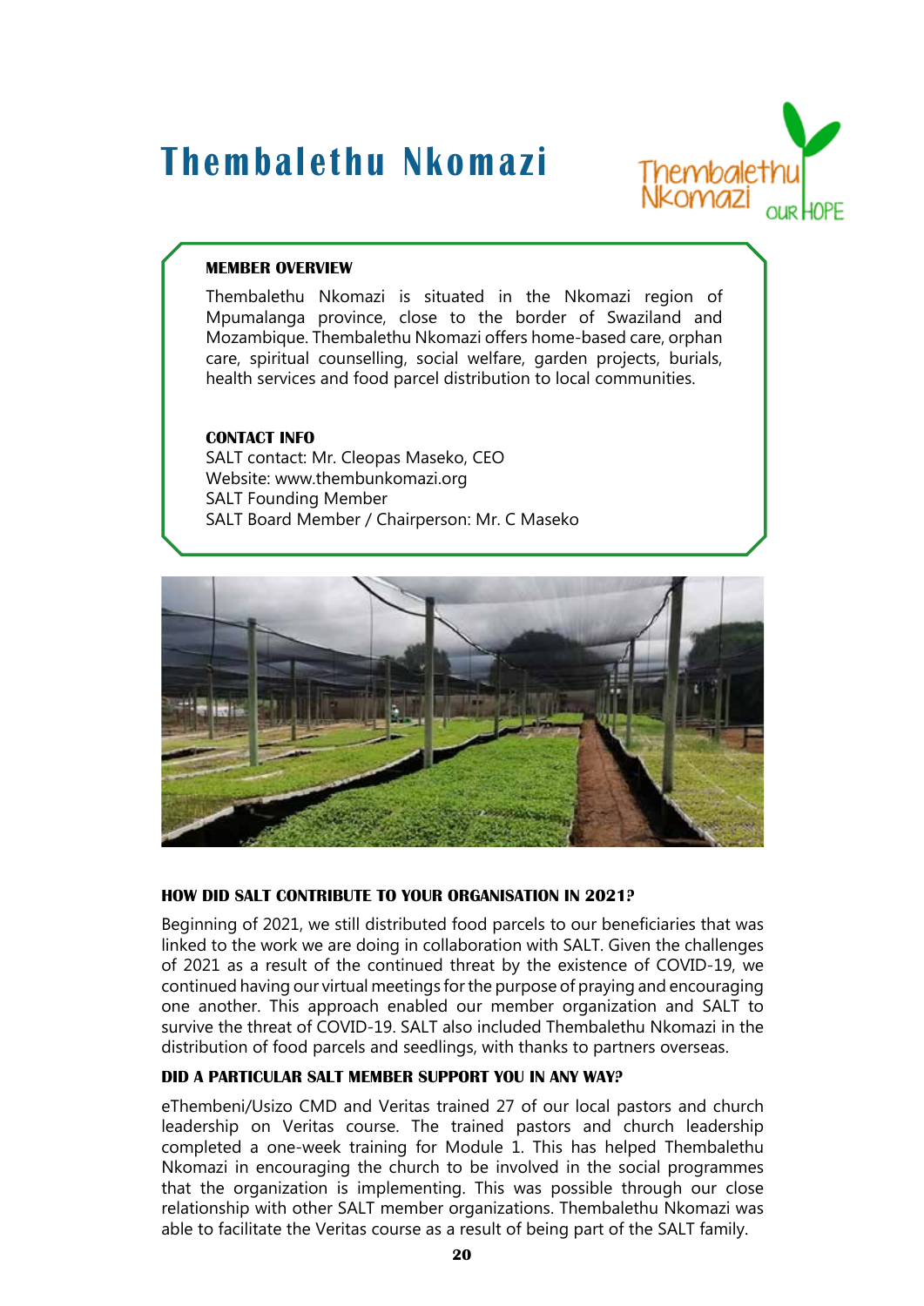# Thembalethu Nkomazi

**MEMBER OVERVIEW**

Thembalethu Nkomazi is situated in the Nkomazi region of Mpumalanga province, close to the border of Swaziland and Mozambique. Thembalethu Nkomazi offers home-based care, orphan care, spiritual counselling, social welfare, garden projects, burials, health services and food parcel distribution to local communities.

**CONTACT INFO**

SALT contact: Mr. Cleopas Maseko, CEO
Website: www.thembunkomazi.org
SALT Founding Member
SALT Board Member / Chairperson: Mr. C Maseko

**HOW DID SALT CONTRIBUTE TO YOUR ORGANISATION IN 2021?**

Beginning of 2021, we still distributed food parcels to our beneficiaries that was linked to the work we are doing in collaboration with SALT. Given the challenges of 2021 as a result of the continued threat by the existence of COVID-19, we continued having our virtual meetings for the purpose of praying and encouraging one another. This approach enabled our member organization and SALT to survive the threat of COVID-19. SALT also included Thembalethu Nkomazi in the distribution of food parcels and seedlings, with thanks to partners overseas.

**DID A PARTICULAR SALT MEMBER SUPPORT YOU IN ANY WAY?**

eThembeni/Usizo CMD and Veritas trained 27 of our local pastors and church leadership on Veritas course. The trained pastors and church leadership completed a one-week training for Module 1. This has helped Thembalethu Nkomazi in encouraging the church to be involved in the social programmes that the organization is implementing. This was possible through our close relationship with other SALT member organizations. Thembalethu Nkomazi was able to facilitate the Veritas course as a result of being part of the SALT family.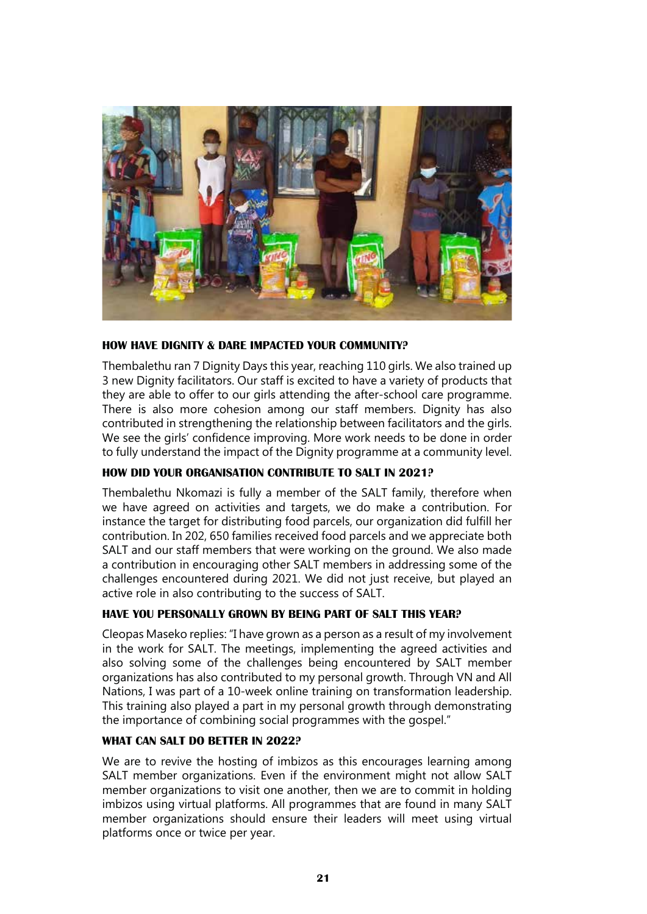### HOW HAVE DIGNITY & DARE IMPACTED YOUR COMMUNITY?

Thembalethu ran 7 Dignity Days this year, reaching 110 girls. We also trained up 3 new Dignity facilitators. Our staff is excited to have a variety of products that they are able to offer to our girls attending the after-school care programme. There is also more cohesion among our staff members. Dignity has also contributed in strengthening the relationship between facilitators and the girls. We see the girls' confidence improving. More work needs to be done in order to fully understand the impact of the Dignity programme at a community level.

### HOW DID YOUR ORGANISATION CONTRIBUTE TO SALT IN 2021?

Thembalethu Nkomazi is fully a member of the SALT family, therefore when we have agreed on activities and targets, we do make a contribution. For instance the target for distributing food parcels, our organization did fulfill her contribution. In 202, 650 families received food parcels and we appreciate both SALT and our staff members that were working on the ground. We also made a contribution in encouraging other SALT members in addressing some of the challenges encountered during 2021. We did not just receive, but played an active role in also contributing to the success of SALT.

### HAVE YOU PERSONALLY GROWN BY BEING PART OF SALT THIS YEAR?

Cleopas Maseko replies: "I have grown as a person as a result of my involvement in the work for SALT. The meetings, implementing the agreed activities and also solving some of the challenges being encountered by SALT member organizations has also contributed to my personal growth. Through VN and All Nations, I was part of a 10-week online training on transformation leadership. This training also played a part in my personal growth through demonstrating the importance of combining social programmes with the gospel."

### WHAT CAN SALT DO BETTER IN 2022?

We are to revive the hosting of imbizos as this encourages learning among SALT member organizations. Even if the environment might not allow SALT member organizations to visit one another, then we are to commit in holding imbizos using virtual platforms. All programmes that are found in many SALT member organizations should ensure their leaders will meet using virtual platforms once or twice per year.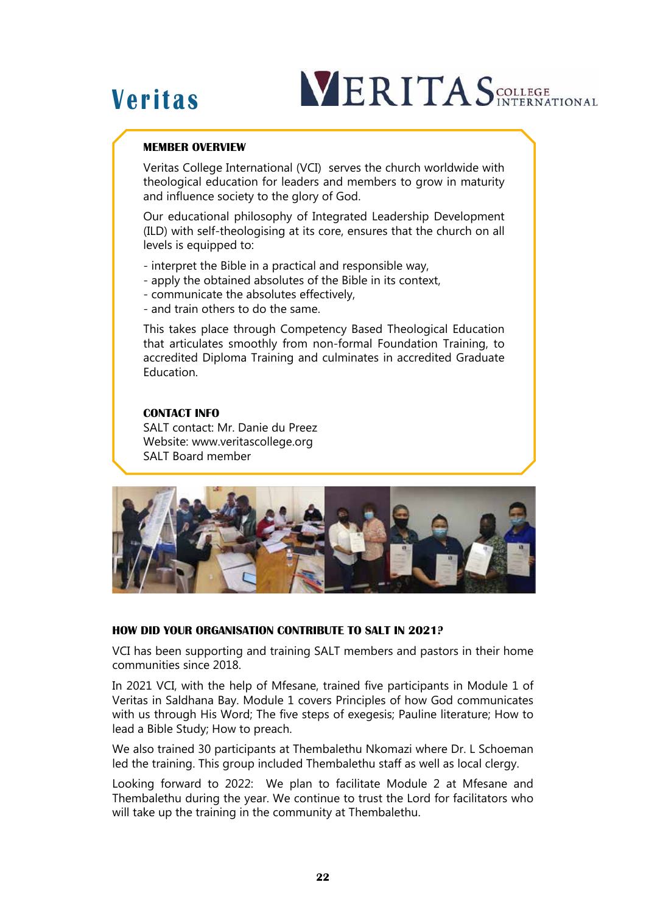# Veritas

### MEMBER OVERVIEW

Veritas College International (VCI) serves the church worldwide with theological education for leaders and members to grow in maturity and influence society to the glory of God.

Our educational philosophy of Integrated Leadership Development (ILD) with self-theologising at its core, ensures that the church on all levels is equipped to:

- interpret the Bible in a practical and responsible way,
- apply the obtained absolutes of the Bible in its context,
- communicate the absolutes effectively,
- and train others to do the same.

This takes place through Competency Based Theological Education that articulates smoothly from non-formal Foundation Training, to accredited Diploma Training and culminates in accredited Graduate Education.

### CONTACT INFO

SALT contact: Mr. Danie du Preez
Website: www.veritascollege.org
SALT Board member

### HOW DID YOUR ORGANISATION CONTRIBUTE TO SALT IN 2021?

VCI has been supporting and training SALT members and pastors in their home communities since 2018.

In 2021 VCI, with the help of Mfesane, trained five participants in Module 1 of Veritas in Saldhana Bay. Module 1 covers Principles of how God communicates with us through His Word; The five steps of exegesis; Pauline literature; How to lead a Bible Study; How to preach.

We also trained 30 participants at Thembalethu Nkomazi where Dr. L Schoeman led the training. This group included Thembalethu staff as well as local clergy.

Looking forward to 2022: We plan to facilitate Module 2 at Mfesane and Thembalethu during the year. We continue to trust the Lord for facilitators who will take up the training in the community at Thembalethu.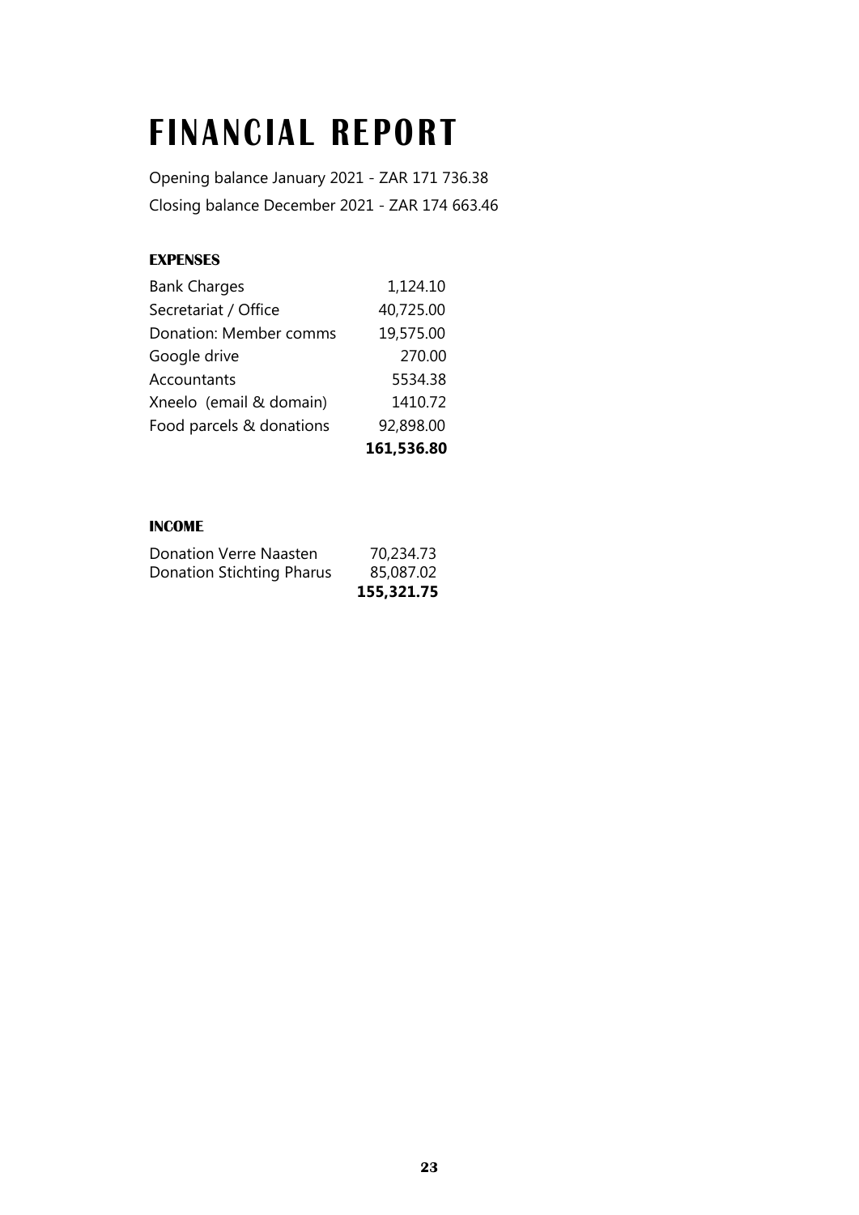# FINANCIAL REPORT

Opening balance January 2021 - ZAR 171 736.38

Closing balance December 2021 - ZAR 174 663.46

**EXPENSES**

| | |
|---|---:|
| Bank Charges | 1,124.10 |
| Secretariat / Office | 40,725.00 |
| Donation: Member comms | 19,575.00 |
| Google drive | 270.00 |
| Accountants | 5534.38 |
| Xneelo (email & domain) | 1410.72 |
| Food parcels & donations | 92,898.00 |
| | **161,536.80** |

**INCOME**

| | |
|---|---:|
| Donation Verre Naasten | 70,234.73 |
| Donation Stichting Pharus | 85,087.02 |
| | **155,321.75** |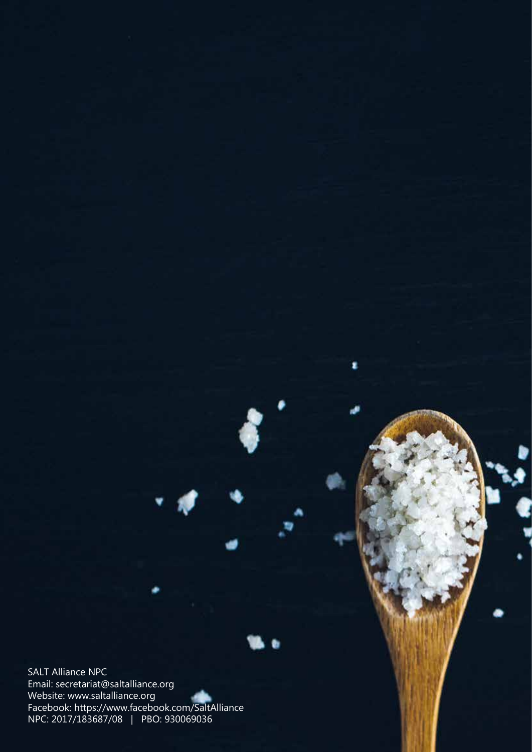SALT Alliance NPC
Email: secretariat@saltalliance.org
Website: www.saltalliance.org
Facebook: https://www.facebook.com/SaltAlliance
NPC: 2017/183687/08 | PBO: 930069036